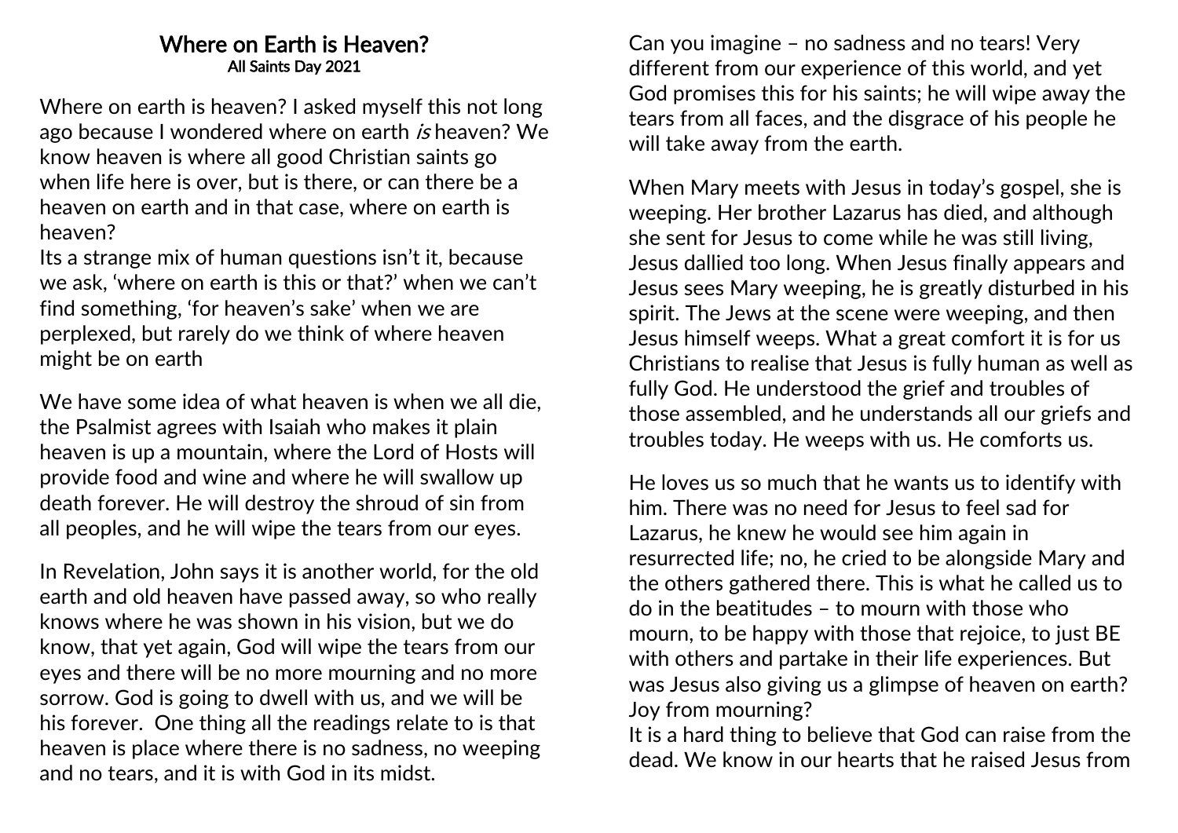# Where on Earth is Heaven?

**All Saints Day 2021**

Where on earth is heaven? I asked myself this not long ago because I wondered where on earth *is* heaven? We know heaven is where all good Christian saints go when life here is over, but is there, or can there be a heaven on earth and in that case, where on earth is heaven?

Its a strange mix of human questions isn't it, because we ask, 'where on earth is this or that?' when we can't find something, 'for heaven's sake' when we are perplexed, but rarely do we think of where heaven might be on earth

We have some idea of what heaven is when we all die, the Psalmist agrees with Isaiah who makes it plain heaven is up a mountain, where the Lord of Hosts will provide food and wine and where he will swallow up death forever. He will destroy the shroud of sin from all peoples, and he will wipe the tears from our eyes.

In Revelation, John says it is another world, for the old earth and old heaven have passed away, so who really knows where he was shown in his vision, but we do know, that yet again, God will wipe the tears from our eyes and there will be no more mourning and no more sorrow. God is going to dwell with us, and we will be his forever. One thing all the readings relate to is that heaven is place where there is no sadness, no weeping and no tears, and it is with God in its midst.

Can you imagine – no sadness and no tears! Very different from our experience of this world, and yet God promises this for his saints; he will wipe away the tears from all faces, and the disgrace of his people he will take away from the earth.

When Mary meets with Jesus in today's gospel, she is weeping. Her brother Lazarus has died, and although she sent for Jesus to come while he was still living, Jesus dallied too long. When Jesus finally appears and Jesus sees Mary weeping, he is greatly disturbed in his spirit. The Jews at the scene were weeping, and then Jesus himself weeps. What a great comfort it is for us Christians to realise that Jesus is fully human as well as fully God. He understood the grief and troubles of those assembled, and he understands all our griefs and troubles today. He weeps with us. He comforts us.

He loves us so much that he wants us to identify with him. There was no need for Jesus to feel sad for Lazarus, he knew he would see him again in resurrected life; no, he cried to be alongside Mary and the others gathered there. This is what he called us to do in the beatitudes – to mourn with those who mourn, to be happy with those that rejoice, to just BE with others and partake in their life experiences. But was Jesus also giving us a glimpse of heaven on earth? Joy from mourning?

It is a hard thing to believe that God can raise from the dead. We know in our hearts that he raised Jesus from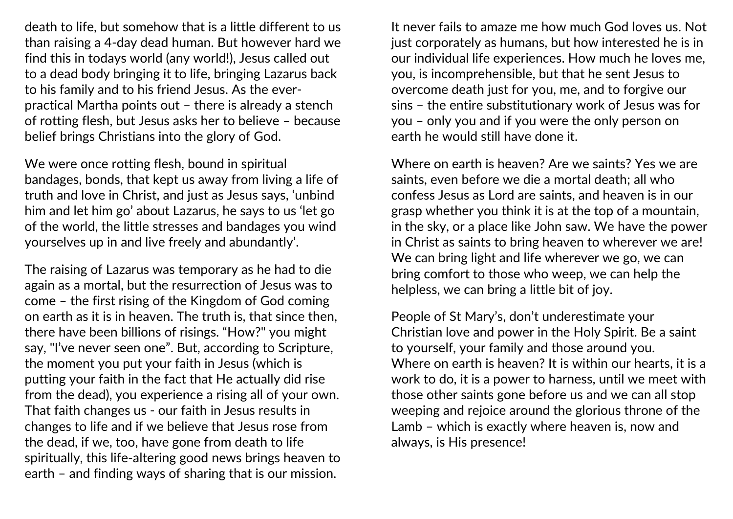death to life, but somehow that is a little different to us than raising a 4-day dead human. But however hard we find this in todays world (any world!), Jesus called out to a dead body bringing it to life, bringing Lazarus back to his family and to his friend Jesus. As the ever-practical Martha points out – there is already a stench of rotting flesh, but Jesus asks her to believe – because belief brings Christians into the glory of God.

We were once rotting flesh, bound in spiritual bandages, bonds, that kept us away from living a life of truth and love in Christ, and just as Jesus says, 'unbind him and let him go' about Lazarus, he says to us 'let go of the world, the little stresses and bandages you wind yourselves up in and live freely and abundantly'.

The raising of Lazarus was temporary as he had to die again as a mortal, but the resurrection of Jesus was to come – the first rising of the Kingdom of God coming on earth as it is in heaven. The truth is, that since then, there have been billions of risings. "How?" you might say, "I've never seen one". But, according to Scripture, the moment you put your faith in Jesus (which is putting your faith in the fact that He actually did rise from the dead), you experience a rising all of your own. That faith changes us - our faith in Jesus results in changes to life and if we believe that Jesus rose from the dead, if we, too, have gone from death to life spiritually, this life-altering good news brings heaven to earth – and finding ways of sharing that is our mission.

It never fails to amaze me how much God loves us. Not just corporately as humans, but how interested he is in our individual life experiences. How much he loves me, you, is incomprehensible, but that he sent Jesus to overcome death just for you, me, and to forgive our sins – the entire substitutionary work of Jesus was for you – only you and if you were the only person on earth he would still have done it.

Where on earth is heaven? Are we saints? Yes we are saints, even before we die a mortal death; all who confess Jesus as Lord are saints, and heaven is in our grasp whether you think it is at the top of a mountain, in the sky, or a place like John saw. We have the power in Christ as saints to bring heaven to wherever we are! We can bring light and life wherever we go, we can bring comfort to those who weep, we can help the helpless, we can bring a little bit of joy.

People of St Mary's, don't underestimate your Christian love and power in the Holy Spirit. Be a saint to yourself, your family and those around you.
Where on earth is heaven? It is within our hearts, it is a work to do, it is a power to harness, until we meet with those other saints gone before us and we can all stop weeping and rejoice around the glorious throne of the Lamb – which is exactly where heaven is, now and always, is His presence!